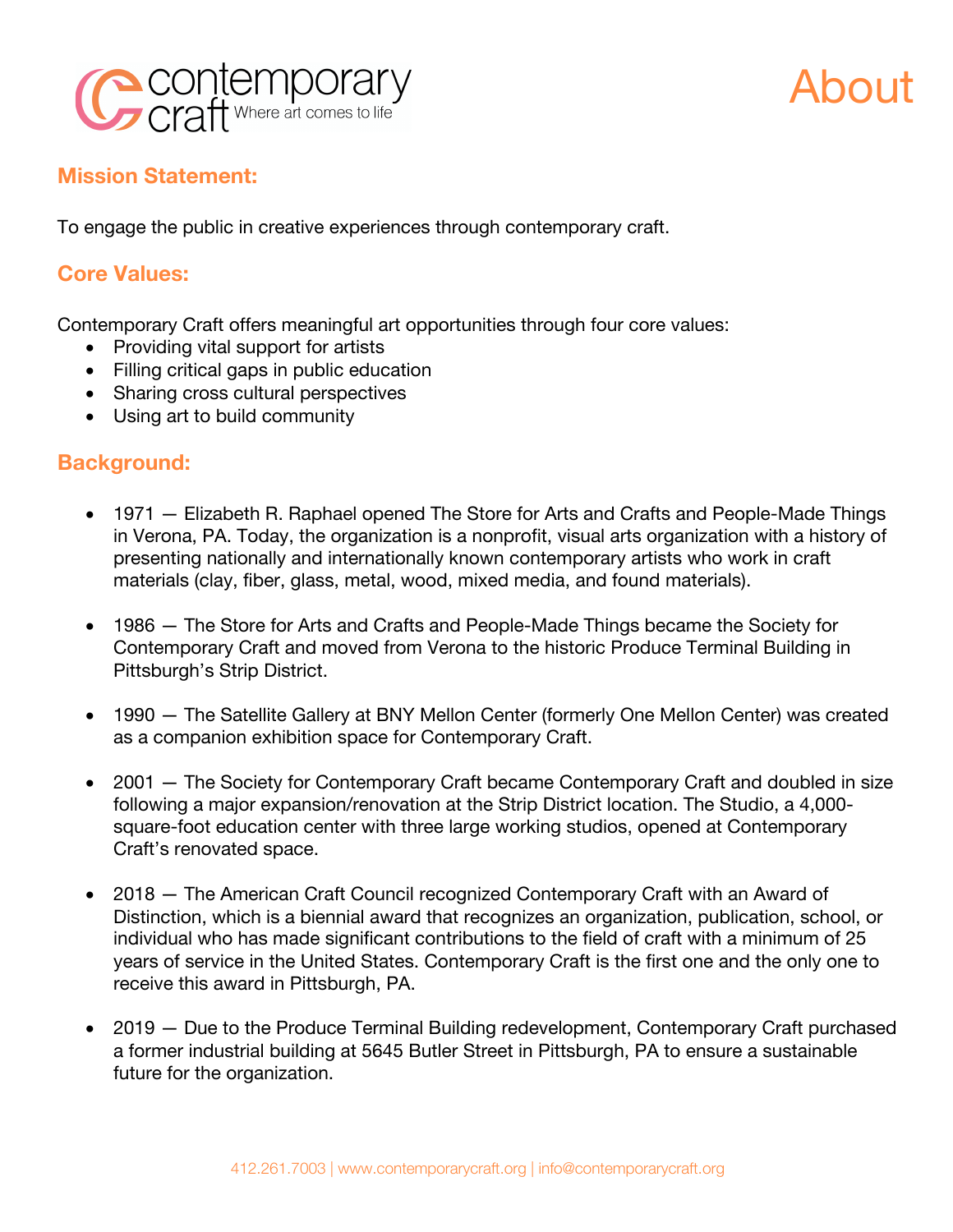contemporary craft Where art comes to life

# About

## Mission Statement:

To engage the public in creative experiences through contemporary craft.

## Core Values:

Contemporary Craft offers meaningful art opportunities through four core values:

- Providing vital support for artists
- Filling critical gaps in public education
- Sharing cross cultural perspectives
- Using art to build community

## Background:

- 1971 — Elizabeth R. Raphael opened The Store for Arts and Crafts and People-Made Things in Verona, PA. Today, the organization is a nonprofit, visual arts organization with a history of presenting nationally and internationally known contemporary artists who work in craft materials (clay, fiber, glass, metal, wood, mixed media, and found materials).

- 1986 — The Store for Arts and Crafts and People-Made Things became the Society for Contemporary Craft and moved from Verona to the historic Produce Terminal Building in Pittsburgh's Strip District.

- 1990 — The Satellite Gallery at BNY Mellon Center (formerly One Mellon Center) was created as a companion exhibition space for Contemporary Craft.

- 2001 — The Society for Contemporary Craft became Contemporary Craft and doubled in size following a major expansion/renovation at the Strip District location. The Studio, a 4,000-square-foot education center with three large working studios, opened at Contemporary Craft's renovated space.

- 2018 — The American Craft Council recognized Contemporary Craft with an Award of Distinction, which is a biennial award that recognizes an organization, publication, school, or individual who has made significant contributions to the field of craft with a minimum of 25 years of service in the United States. Contemporary Craft is the first one and the only one to receive this award in Pittsburgh, PA.

- 2019 — Due to the Produce Terminal Building redevelopment, Contemporary Craft purchased a former industrial building at 5645 Butler Street in Pittsburgh, PA to ensure a sustainable future for the organization.

412.261.7003 | www.contemporarycraft.org | info@contemporarycraft.org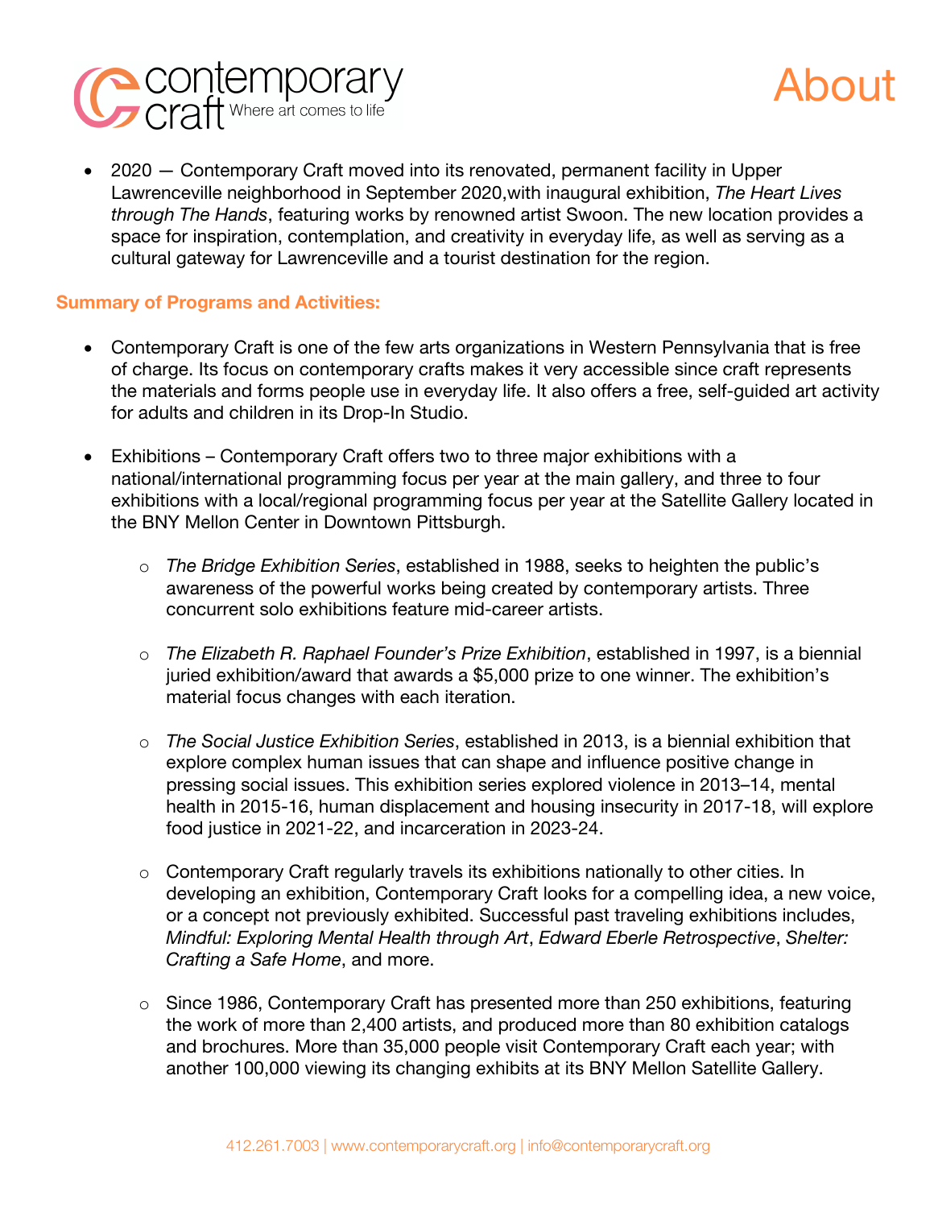- 2020 — Contemporary Craft moved into its renovated, permanent facility in Upper Lawrenceville neighborhood in September 2020,with inaugural exhibition, *The Heart Lives through The Hands*, featuring works by renowned artist Swoon. The new location provides a space for inspiration, contemplation, and creativity in everyday life, as well as serving as a cultural gateway for Lawrenceville and a tourist destination for the region.

**Summary of Programs and Activities:**

- Contemporary Craft is one of the few arts organizations in Western Pennsylvania that is free of charge. Its focus on contemporary crafts makes it very accessible since craft represents the materials and forms people use in everyday life. It also offers a free, self-guided art activity for adults and children in its Drop-In Studio.

- Exhibitions – Contemporary Craft offers two to three major exhibitions with a national/international programming focus per year at the main gallery, and three to four exhibitions with a local/regional programming focus per year at the Satellite Gallery located in the BNY Mellon Center in Downtown Pittsburgh.

  - *The Bridge Exhibition Series*, established in 1988, seeks to heighten the public's awareness of the powerful works being created by contemporary artists. Three concurrent solo exhibitions feature mid-career artists.

  - *The Elizabeth R. Raphael Founder's Prize Exhibition*, established in 1997, is a biennial juried exhibition/award that awards a $5,000 prize to one winner. The exhibition's material focus changes with each iteration.

  - *The Social Justice Exhibition Series*, established in 2013, is a biennial exhibition that explore complex human issues that can shape and influence positive change in pressing social issues. This exhibition series explored violence in 2013–14, mental health in 2015-16, human displacement and housing insecurity in 2017-18, will explore food justice in 2021-22, and incarceration in 2023-24.

  - Contemporary Craft regularly travels its exhibitions nationally to other cities. In developing an exhibition, Contemporary Craft looks for a compelling idea, a new voice, or a concept not previously exhibited. Successful past traveling exhibitions includes, *Mindful: Exploring Mental Health through Art*, *Edward Eberle Retrospective*, *Shelter: Crafting a Safe Home*, and more.

  - Since 1986, Contemporary Craft has presented more than 250 exhibitions, featuring the work of more than 2,400 artists, and produced more than 80 exhibition catalogs and brochures. More than 35,000 people visit Contemporary Craft each year; with another 100,000 viewing its changing exhibits at its BNY Mellon Satellite Gallery.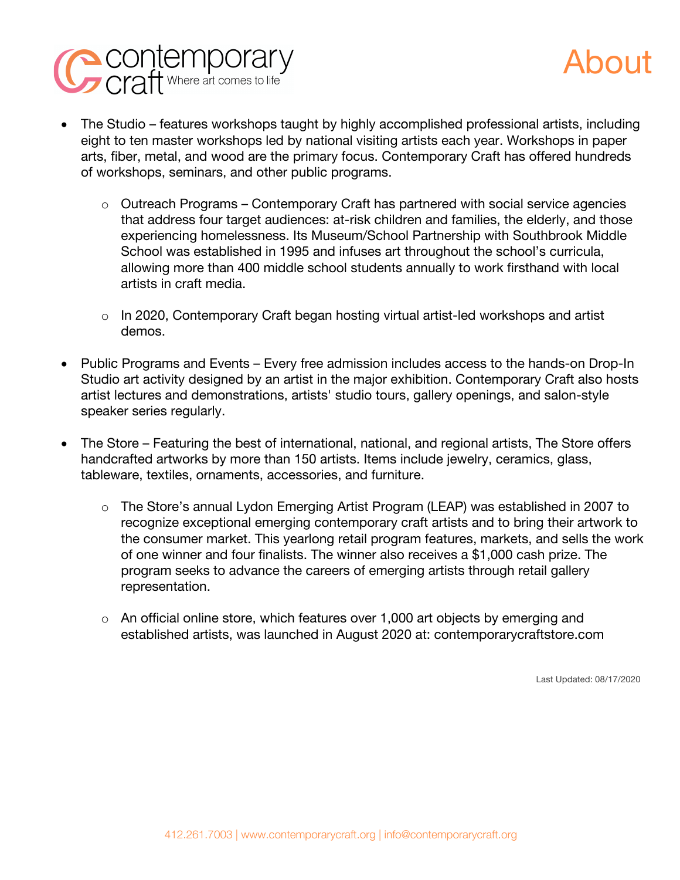- The Studio – features workshops taught by highly accomplished professional artists, including eight to ten master workshops led by national visiting artists each year. Workshops in paper arts, fiber, metal, and wood are the primary focus. Contemporary Craft has offered hundreds of workshops, seminars, and other public programs.
    - Outreach Programs – Contemporary Craft has partnered with social service agencies that address four target audiences: at-risk children and families, the elderly, and those experiencing homelessness. Its Museum/School Partnership with Southbrook Middle School was established in 1995 and infuses art throughout the school's curricula, allowing more than 400 middle school students annually to work firsthand with local artists in craft media.
    - In 2020, Contemporary Craft began hosting virtual artist-led workshops and artist demos.
- Public Programs and Events – Every free admission includes access to the hands-on Drop-In Studio art activity designed by an artist in the major exhibition. Contemporary Craft also hosts artist lectures and demonstrations, artists' studio tours, gallery openings, and salon-style speaker series regularly.
- The Store – Featuring the best of international, national, and regional artists, The Store offers handcrafted artworks by more than 150 artists. Items include jewelry, ceramics, glass, tableware, textiles, ornaments, accessories, and furniture.
    - The Store's annual Lydon Emerging Artist Program (LEAP) was established in 2007 to recognize exceptional emerging contemporary craft artists and to bring their artwork to the consumer market. This yearlong retail program features, markets, and sells the work of one winner and four finalists. The winner also receives a $1,000 cash prize. The program seeks to advance the careers of emerging artists through retail gallery representation.
    - An official online store, which features over 1,000 art objects by emerging and established artists, was launched in August 2020 at: contemporarycraftstore.com

Last Updated: 08/17/2020